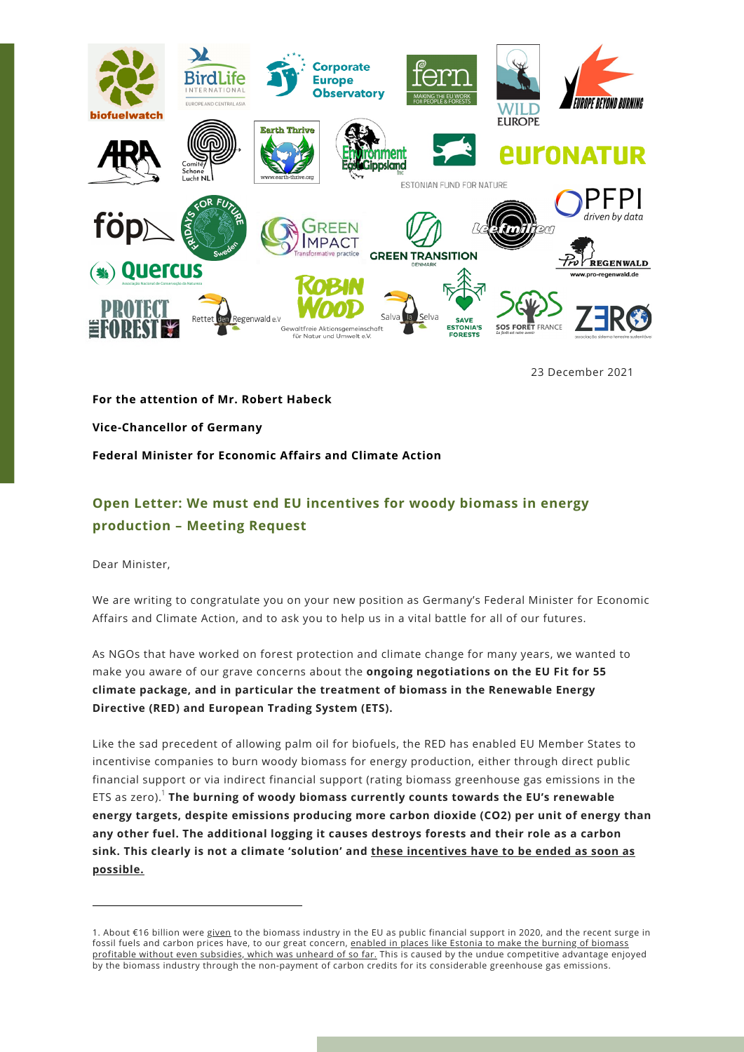23 December 2021

**For the attention of Mr. Robert Habeck**

**Vice-Chancellor of Germany**

**Federal Minister for Economic Affairs and Climate Action**

## Open Letter: We must end EU incentives for woody biomass in energy production – Meeting Request

Dear Minister,

We are writing to congratulate you on your new position as Germany's Federal Minister for Economic Affairs and Climate Action, and to ask you to help us in a vital battle for all of our futures.

As NGOs that have worked on forest protection and climate change for many years, we wanted to make you aware of our grave concerns about the **ongoing negotiations on the EU Fit for 55 climate package, and in particular the treatment of biomass in the Renewable Energy Directive (RED) and European Trading System (ETS).**

Like the sad precedent of allowing palm oil for biofuels, the RED has enabled EU Member States to incentivise companies to burn woody biomass for energy production, either through direct public financial support or via indirect financial support (rating biomass greenhouse gas emissions in the ETS as zero).[1] **The burning of woody biomass currently counts towards the EU's renewable energy targets, despite emissions producing more carbon dioxide ($CO_2$) per unit of energy than any other fuel. The additional logging it causes destroys forests and their role as a carbon sink. This clearly is not a climate 'solution' and these incentives have to be ended as soon as possible.**

---

1. About €16 billion were given to the biomass industry in the EU as public financial support in 2020, and the recent surge in fossil fuels and carbon prices have, to our great concern, enabled in places like Estonia to make the burning of biomass profitable without even subsidies, which was unheard of so far. This is caused by the undue competitive advantage enjoyed by the biomass industry through the non-payment of carbon credits for its considerable greenhouse gas emissions.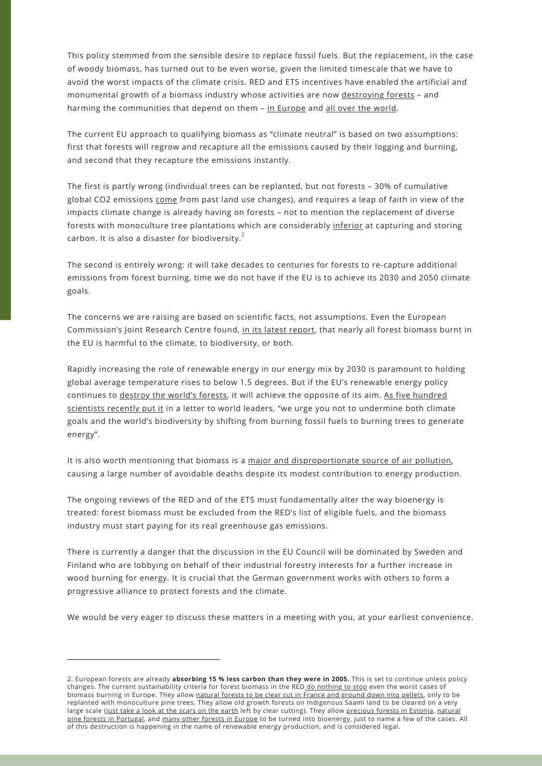This policy stemmed from the sensible desire to replace fossil fuels. But the replacement, in the case of woody biomass, has turned out to be even worse, given the limited timescale that we have to avoid the worst impacts of the climate crisis. RED and ETS incentives have enabled the artificial and monumental growth of a biomass industry whose activities are now destroying forests – and harming the communities that depend on them – in Europe and all over the world.

The current EU approach to qualifying biomass as "climate neutral" is based on two assumptions: first that forests will regrow and recapture all the emissions caused by their logging and burning, and second that they recapture the emissions instantly.

The first is partly wrong (individual trees can be replanted, but not forests – 30% of cumulative global $CO_2$ emissions come from past land use changes), and requires a leap of faith in view of the impacts climate change is already having on forests – not to mention the replacement of diverse forests with monoculture tree plantations which are considerably inferior at capturing and storing carbon. It is also a disaster for biodiversity.[2]

The second is entirely wrong: it will take decades to centuries for forests to re-capture additional emissions from forest burning, time we do not have if the EU is to achieve its 2030 and 2050 climate goals.

The concerns we are raising are based on scientific facts, not assumptions. Even the European Commission's Joint Research Centre found, in its latest report, that nearly all forest biomass burnt in the EU is harmful to the climate, to biodiversity, or both.

Rapidly increasing the role of renewable energy in our energy mix by 2030 is paramount to holding global average temperature rises to below 1.5 degrees. But if the EU's renewable energy policy continues to destroy the world's forests, it will achieve the opposite of its aim. As five hundred scientists recently put it in a letter to world leaders, "we urge you not to undermine both climate goals and the world's biodiversity by shifting from burning fossil fuels to burning trees to generate energy".

It is also worth mentioning that biomass is a major and disproportionate source of air pollution, causing a large number of avoidable deaths despite its modest contribution to energy production.

The ongoing reviews of the RED and of the ETS must fundamentally alter the way bioenergy is treated: forest biomass must be excluded from the RED's list of eligible fuels, and the biomass industry must start paying for its real greenhouse gas emissions.

There is currently a danger that the discussion in the EU Council will be dominated by Sweden and Finland who are lobbying on behalf of their industrial forestry interests for a further increase in wood burning for energy. It is crucial that the German government works with others to form a progressive alliance to protect forests and the climate.

We would be very eager to discuss these matters in a meeting with you, at your earliest convenience.

---

2. European forests are already **absorbing 15 % less carbon than they were in 2005.** This is set to continue unless policy changes. The current sustainability criteria for forest biomass in the RED do nothing to stop even the worst cases of biomass burning in Europe. They allow natural forests to be clear cut in France and ground down into pellets, only to be replanted with monoculture pine trees. They allow old growth forests on Indigenous Saami land to be cleared on a very large scale (just take a look at the scars on the earth left by clear cutting). They allow precious forests in Estonia, natural pine forests in Portugal, and many other forests in Europe to be turned into bioenergy, just to name a few of the cases. All of this destruction is happening in the name of renewable energy production, and is considered legal.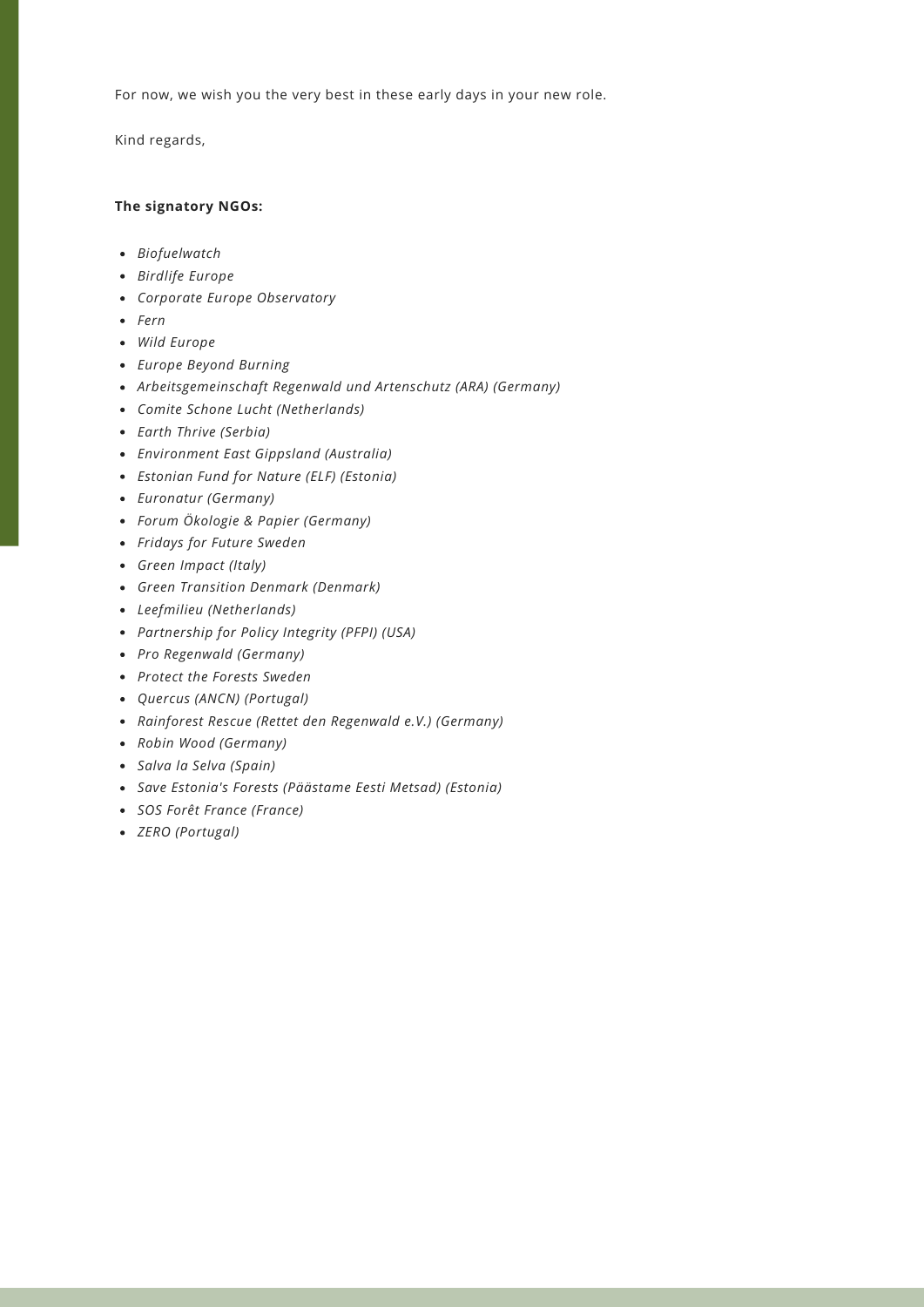For now, we wish you the very best in these early days in your new role.

Kind regards,

**The signatory NGOs:**

- *Biofuelwatch*
- *Birdlife Europe*
- *Corporate Europe Observatory*
- *Fern*
- *Wild Europe*
- *Europe Beyond Burning*
- *Arbeitsgemeinschaft Regenwald und Artenschutz (ARA) (Germany)*
- *Comite Schone Lucht (Netherlands)*
- *Earth Thrive (Serbia)*
- *Environment East Gippsland (Australia)*
- *Estonian Fund for Nature (ELF) (Estonia)*
- *Euronatur (Germany)*
- *Forum Ökologie & Papier (Germany)*
- *Fridays for Future Sweden*
- *Green Impact (Italy)*
- *Green Transition Denmark (Denmark)*
- *Leefmilieu (Netherlands)*
- *Partnership for Policy Integrity (PFPI) (USA)*
- *Pro Regenwald (Germany)*
- *Protect the Forests Sweden*
- *Quercus (ANCN) (Portugal)*
- *Rainforest Rescue (Rettet den Regenwald e.V.) (Germany)*
- *Robin Wood (Germany)*
- *Salva la Selva (Spain)*
- *Save Estonia's Forests (Päästame Eesti Metsad) (Estonia)*
- *SOS Forêt France (France)*
- *ZERO (Portugal)*